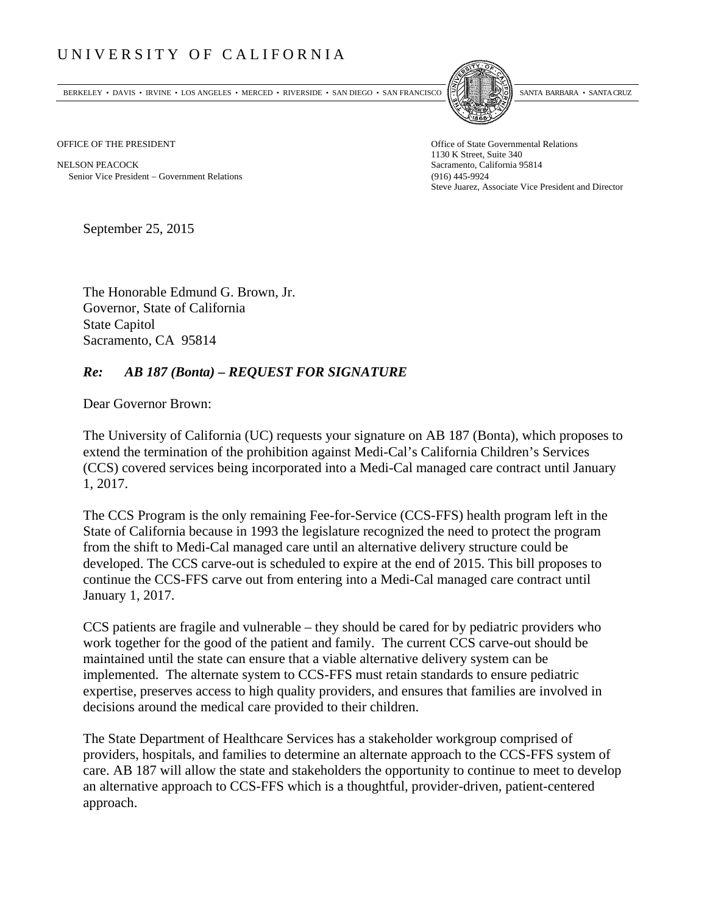# UNIVERSITY OF CALIFORNIA

BERKELEY • DAVIS • IRVINE • LOS ANGELES • MERCED • RIVERSIDE • SAN DIEGO • SAN FRANCISCO | SANTA BARBARA • SANTA CRUZ

OFFICE OF THE PRESIDENT

NELSON PEACOCK
Senior Vice President – Government Relations

Office of State Governmental Relations
1130 K Street, Suite 340
Sacramento, California 95814
(916) 445-9924
Steve Juarez, Associate Vice President and Director

September 25, 2015

The Honorable Edmund G. Brown, Jr.
Governor, State of California
State Capitol
Sacramento, CA 95814

***Re: AB 187 (Bonta) – REQUEST FOR SIGNATURE***

Dear Governor Brown:

The University of California (UC) requests your signature on AB 187 (Bonta), which proposes to extend the termination of the prohibition against Medi-Cal's California Children's Services (CCS) covered services being incorporated into a Medi-Cal managed care contract until January 1, 2017.

The CCS Program is the only remaining Fee-for-Service (CCS-FFS) health program left in the State of California because in 1993 the legislature recognized the need to protect the program from the shift to Medi-Cal managed care until an alternative delivery structure could be developed. The CCS carve-out is scheduled to expire at the end of 2015. This bill proposes to continue the CCS-FFS carve out from entering into a Medi-Cal managed care contract until January 1, 2017.

CCS patients are fragile and vulnerable – they should be cared for by pediatric providers who work together for the good of the patient and family. The current CCS carve-out should be maintained until the state can ensure that a viable alternative delivery system can be implemented. The alternate system to CCS-FFS must retain standards to ensure pediatric expertise, preserves access to high quality providers, and ensures that families are involved in decisions around the medical care provided to their children.

The State Department of Healthcare Services has a stakeholder workgroup comprised of providers, hospitals, and families to determine an alternate approach to the CCS-FFS system of care. AB 187 will allow the state and stakeholders the opportunity to continue to meet to develop an alternative approach to CCS-FFS which is a thoughtful, provider-driven, patient-centered approach.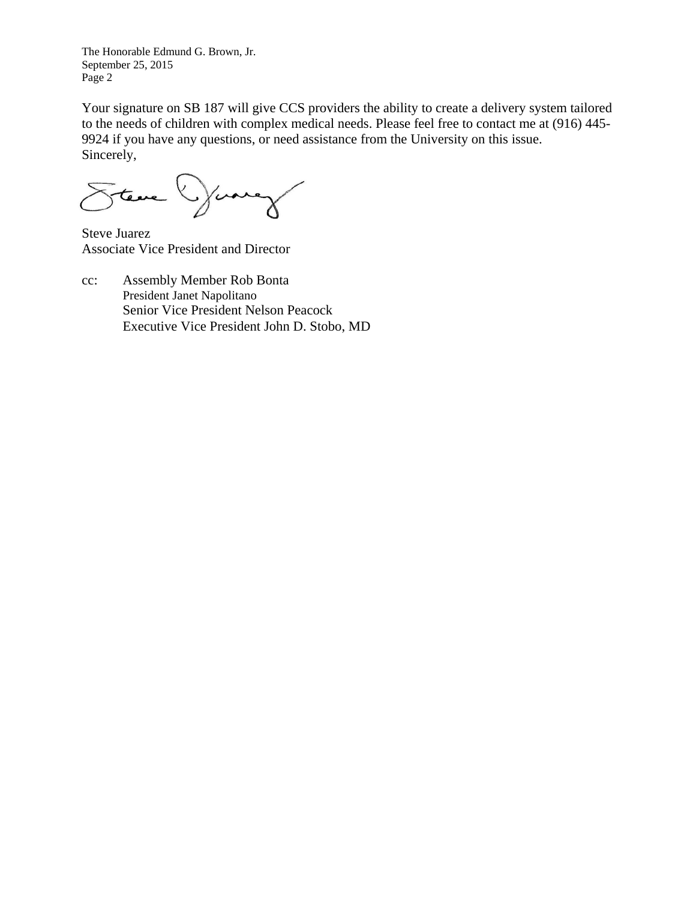Your signature on SB 187 will give CCS providers the ability to create a delivery system tailored to the needs of children with complex medical needs. Please feel free to contact me at (916) 445-9924 if you have any questions, or need assistance from the University on this issue.
Sincerely,

Steve Juarez
Associate Vice President and Director

cc: Assembly Member Rob Bonta
President Janet Napolitano
Senior Vice President Nelson Peacock
Executive Vice President John D. Stobo, MD